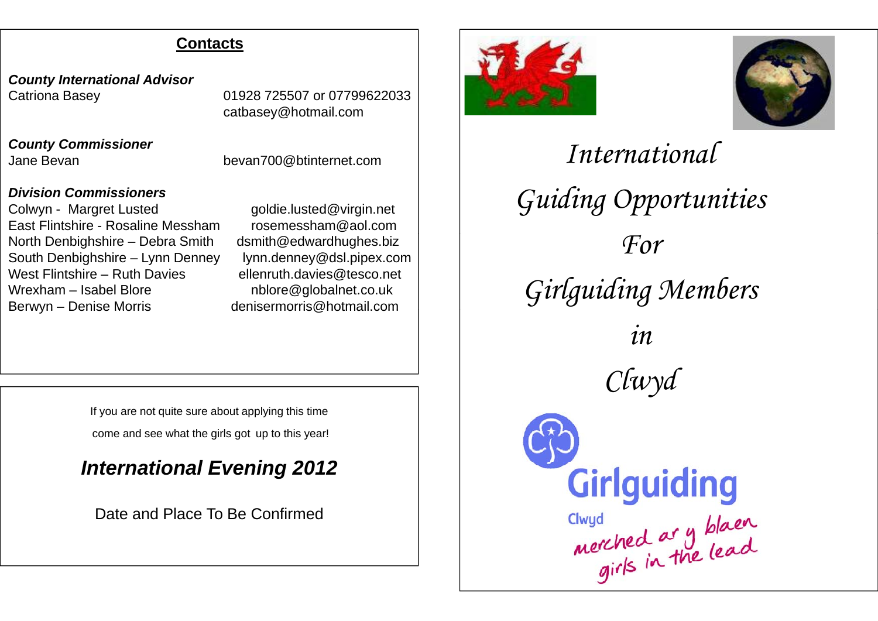## Contacts

***County International Advisor***

Catriona Basey — 01928 725507 or 07799622033, catbasey@hotmail.com

***County Commissioner***

Jane Bevan — bevan700@btinternet.com

***Division Commissioners***

| Division – Commissioner | Email |
|---|---|
| Colwyn - Margret Lusted | goldie.lusted@virgin.net |
| East Flintshire - Rosaline Messham | rosemessham@aol.com |
| North Denbighshire – Debra Smith | dsmith@edwardhughes.biz |
| South Denbighshire – Lynn Denney | lynn.denney@dsl.pipex.com |
| West Flintshire – Ruth Davies | ellenruth.davies@tesco.net |
| Wrexham – Isabel Blore | nblore@globalnet.co.uk |
| Berwyn – Denise Morris | denisermorris@hotmail.com |

If you are not quite sure about applying this time

come and see what the girls got up to this year!

***International Evening 2012***

Date and Place To Be Confirmed

# *International Guiding Opportunities For Girlguiding Members in Clwyd*

Girlguiding

Clwyd

merched ar y blaen

girls in the lead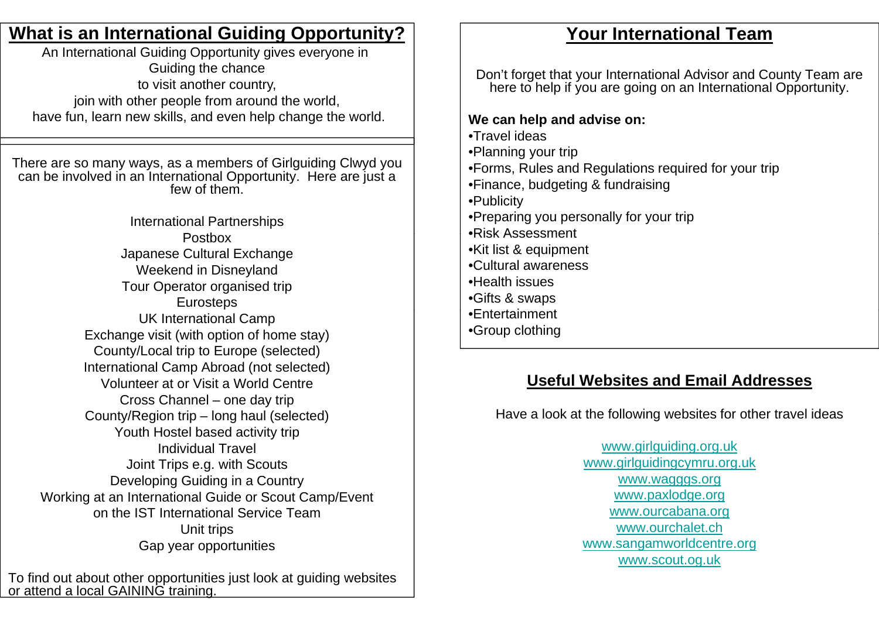## What is an International Guiding Opportunity?

An International Guiding Opportunity gives everyone in Guiding the chance
to visit another country,
join with other people from around the world,
have fun, learn new skills, and even help change the world.

There are so many ways, as a members of Girlguiding Clwyd you can be involved in an International Opportunity. Here are just a few of them.

International Partnerships
Postbox
Japanese Cultural Exchange
Weekend in Disneyland
Tour Operator organised trip
Eurosteps
UK International Camp
Exchange visit (with option of home stay)
County/Local trip to Europe (selected)
International Camp Abroad (not selected)
Volunteer at or Visit a World Centre
Cross Channel – one day trip
County/Region trip – long haul (selected)
Youth Hostel based activity trip
Individual Travel
Joint Trips e.g. with Scouts
Developing Guiding in a Country
Working at an International Guide or Scout Camp/Event
on the IST International Service Team
Unit trips
Gap year opportunities

To find out about other opportunities just look at guiding websites or attend a local GAINING training.

## Your International Team

Don't forget that your International Advisor and County Team are here to help if you are going on an International Opportunity.

**We can help and advise on:**

- Travel ideas
- Planning your trip
- Forms, Rules and Regulations required for your trip
- Finance, budgeting & fundraising
- Publicity
- Preparing you personally for your trip
- Risk Assessment
- Kit list & equipment
- Cultural awareness
- Health issues
- Gifts & swaps
- Entertainment
- Group clothing

## Useful Websites and Email Addresses

Have a look at the following websites for other travel ideas

www.girlguiding.org.uk
www.girlguidingcymru.org.uk
www.wagggs.org
www.paxlodge.org
www.ourcabana.org
www.ourchalet.ch
www.sangamworldcentre.org
www.scout.og.uk